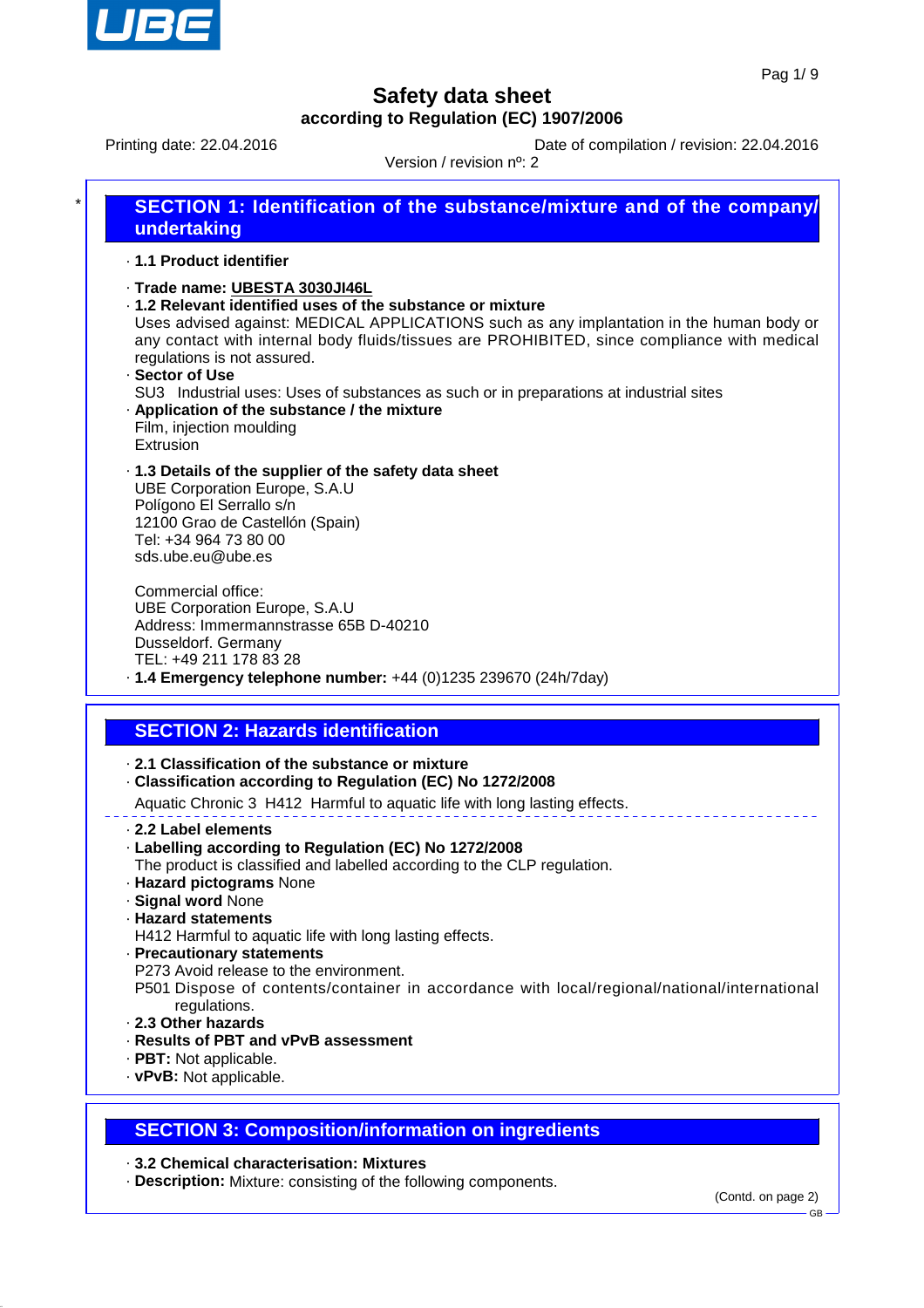# Safety data sheet

**according to Regulation (EC) 1907/2006**

Printing date: 22.04.2016 | Date of compilation / revision: 22.04.2016

Version / revision nº: 2

## SECTION 1: Identification of the substance/mixture and of the company/ undertaking

· **1.1 Product identifier**

· **Trade name: UBESTA 3030JI46L**

· **1.2 Relevant identified uses of the substance or mixture**
Uses advised against: MEDICAL APPLICATIONS such as any implantation in the human body or any contact with internal body fluids/tissues are PROHIBITED, since compliance with medical regulations is not assured.

· **Sector of Use**
SU3 Industrial uses: Uses of substances as such or in preparations at industrial sites

· **Application of the substance / the mixture**
Film, injection moulding
Extrusion

· **1.3 Details of the supplier of the safety data sheet**
UBE Corporation Europe, S.A.U
Polígono El Serrallo s/n
12100 Grao de Castellón (Spain)
Tel: +34 964 73 80 00
sds.ube.eu@ube.es

Commercial office:
UBE Corporation Europe, S.A.U
Address: Immermannstrasse 65B D-40210
Dusseldorf. Germany
TEL: +49 211 178 83 28

· **1.4 Emergency telephone number:** +44 (0)1235 239670 (24h/7day)

## SECTION 2: Hazards identification

· **2.1 Classification of the substance or mixture**

· **Classification according to Regulation (EC) No 1272/2008**
Aquatic Chronic 3 H412 Harmful to aquatic life with long lasting effects.

· **2.2 Label elements**

· **Labelling according to Regulation (EC) No 1272/2008**
The product is classified and labelled according to the CLP regulation.

· **Hazard pictograms** None

· **Signal word** None

· **Hazard statements**
H412 Harmful to aquatic life with long lasting effects.

· **Precautionary statements**
P273 Avoid release to the environment.
P501 Dispose of contents/container in accordance with local/regional/national/international regulations.

· **2.3 Other hazards**

· **Results of PBT and vPvB assessment**

· **PBT:** Not applicable.

· **vPvB:** Not applicable.

## SECTION 3: Composition/information on ingredients

· **3.2 Chemical characterisation: Mixtures**

· **Description:** Mixture: consisting of the following components.

(Contd. on page 2)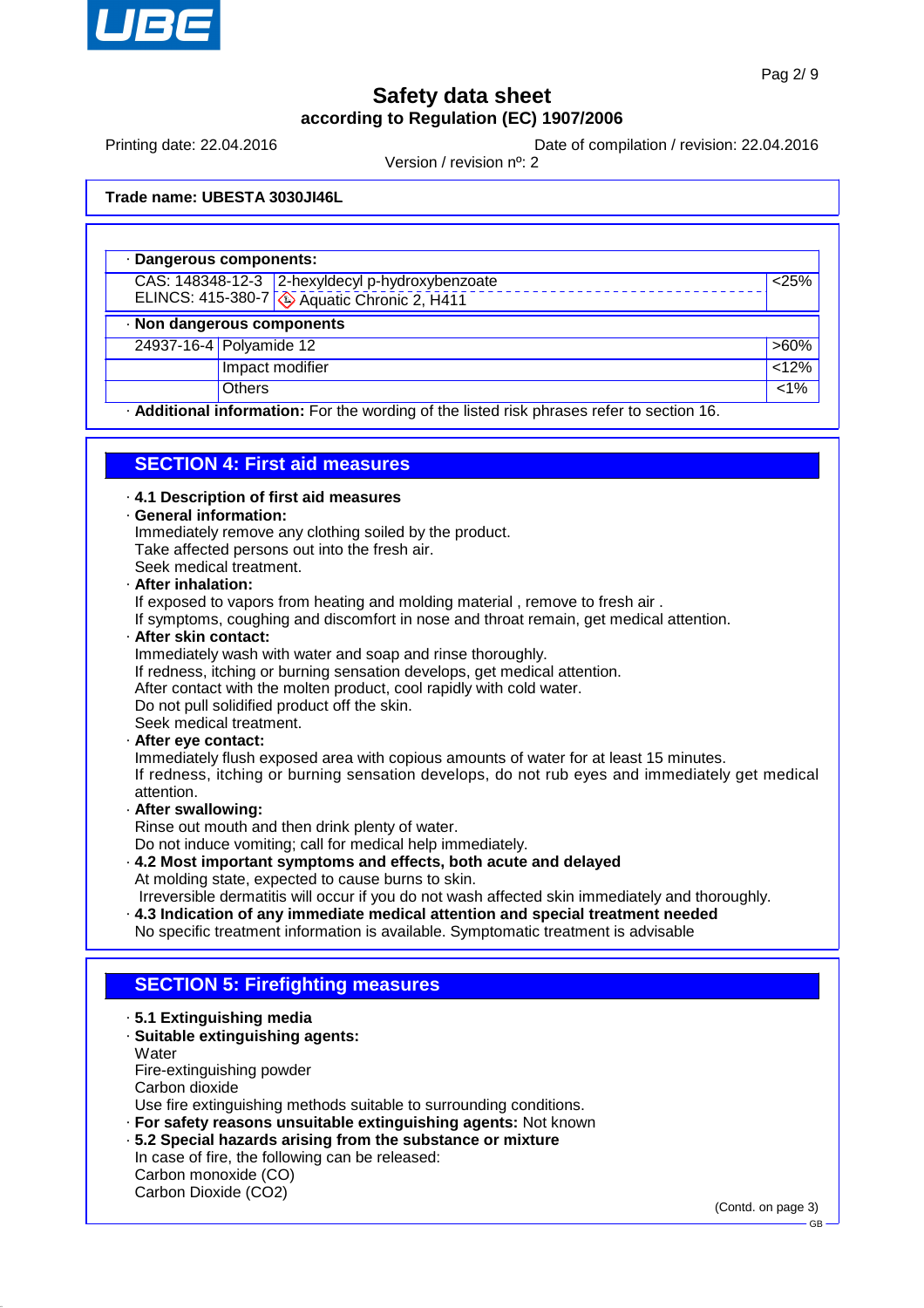**Trade name: UBESTA 3030JI46L**

| · **Dangerous components:** | | |
|---|---|---|
| CAS: 148348-12-3<br>ELINCS: 415-380-7 | 2-hexyldecyl p-hydroxybenzoate<br>Aquatic Chronic 2, H411 | <25% |
| · **Non dangerous components** | | |
| 24937-16-4 | Polyamide 12 | >60% |
| | Impact modifier | <12% |
| | Others | <1% |

· **Additional information:** For the wording of the listed risk phrases refer to section 16.

## SECTION 4: First aid measures

· **4.1 Description of first aid measures**

· **General information:**
Immediately remove any clothing soiled by the product.
Take affected persons out into the fresh air.
Seek medical treatment.

· **After inhalation:**
If exposed to vapors from heating and molding material , remove to fresh air .
If symptoms, coughing and discomfort in nose and throat remain, get medical attention.

· **After skin contact:**
Immediately wash with water and soap and rinse thoroughly.
If redness, itching or burning sensation develops, get medical attention.
After contact with the molten product, cool rapidly with cold water.
Do not pull solidified product off the skin.
Seek medical treatment.

· **After eye contact:**
Immediately flush exposed area with copious amounts of water for at least 15 minutes.
If redness, itching or burning sensation develops, do not rub eyes and immediately get medical attention.

· **After swallowing:**
Rinse out mouth and then drink plenty of water.
Do not induce vomiting; call for medical help immediately.

· **4.2 Most important symptoms and effects, both acute and delayed**
At molding state, expected to cause burns to skin.
Irreversible dermatitis will occur if you do not wash affected skin immediately and thoroughly.

· **4.3 Indication of any immediate medical attention and special treatment needed**
No specific treatment information is available. Symptomatic treatment is advisable

## SECTION 5: Firefighting measures

· **5.1 Extinguishing media**

· **Suitable extinguishing agents:**
Water
Fire-extinguishing powder
Carbon dioxide
Use fire extinguishing methods suitable to surrounding conditions.

· **For safety reasons unsuitable extinguishing agents:** Not known

· **5.2 Special hazards arising from the substance or mixture**
In case of fire, the following can be released:
Carbon monoxide (CO)
Carbon Dioxide ($CO_2$)

(Contd. on page 3)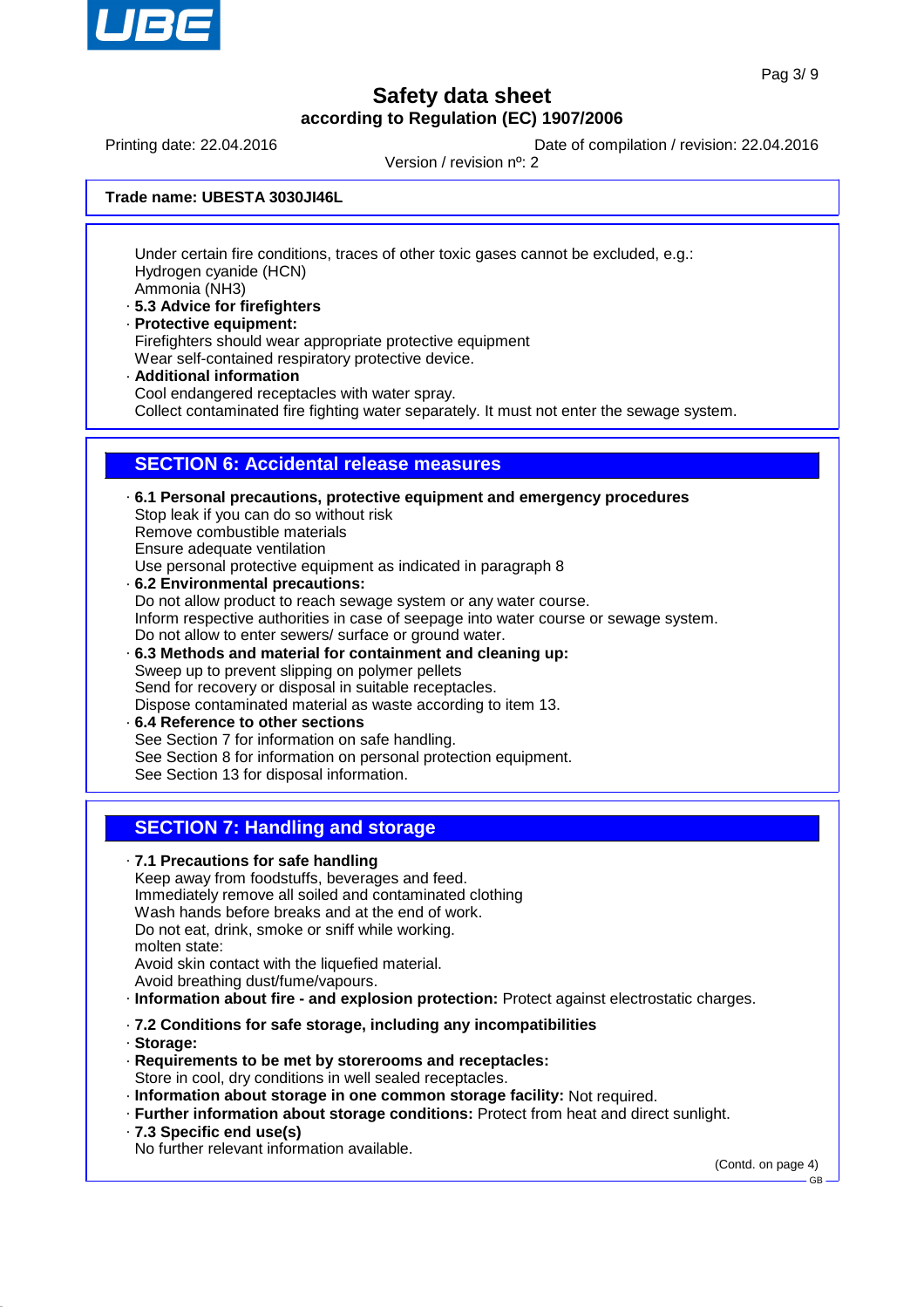Under certain fire conditions, traces of other toxic gases cannot be excluded, e.g.:
Hydrogen cyanide (HCN)
Ammonia ($NH_3$)

· **5.3 Advice for firefighters**
· **Protective equipment:**
Firefighters should wear appropriate protective equipment
Wear self-contained respiratory protective device.
· **Additional information**
Cool endangered receptacles with water spray.
Collect contaminated fire fighting water separately. It must not enter the sewage system.

## SECTION 6: Accidental release measures

· **6.1 Personal precautions, protective equipment and emergency procedures**
Stop leak if you can do so without risk
Remove combustible materials
Ensure adequate ventilation
Use personal protective equipment as indicated in paragraph 8
· **6.2 Environmental precautions:**
Do not allow product to reach sewage system or any water course.
Inform respective authorities in case of seepage into water course or sewage system.
Do not allow to enter sewers/ surface or ground water.
· **6.3 Methods and material for containment and cleaning up:**
Sweep up to prevent slipping on polymer pellets
Send for recovery or disposal in suitable receptacles.
Dispose contaminated material as waste according to item 13.
· **6.4 Reference to other sections**
See Section 7 for information on safe handling.
See Section 8 for information on personal protection equipment.
See Section 13 for disposal information.

## SECTION 7: Handling and storage

· **7.1 Precautions for safe handling**
Keep away from foodstuffs, beverages and feed.
Immediately remove all soiled and contaminated clothing
Wash hands before breaks and at the end of work.
Do not eat, drink, smoke or sniff while working.
molten state:
Avoid skin contact with the liquefied material.
Avoid breathing dust/fume/vapours.
· **Information about fire - and explosion protection:** Protect against electrostatic charges.

· **7.2 Conditions for safe storage, including any incompatibilities**
· **Storage:**
· **Requirements to be met by storerooms and receptacles:**
Store in cool, dry conditions in well sealed receptacles.
· **Information about storage in one common storage facility:** Not required.
· **Further information about storage conditions:** Protect from heat and direct sunlight.
· **7.3 Specific end use(s)**
No further relevant information available.

(Contd. on page 4)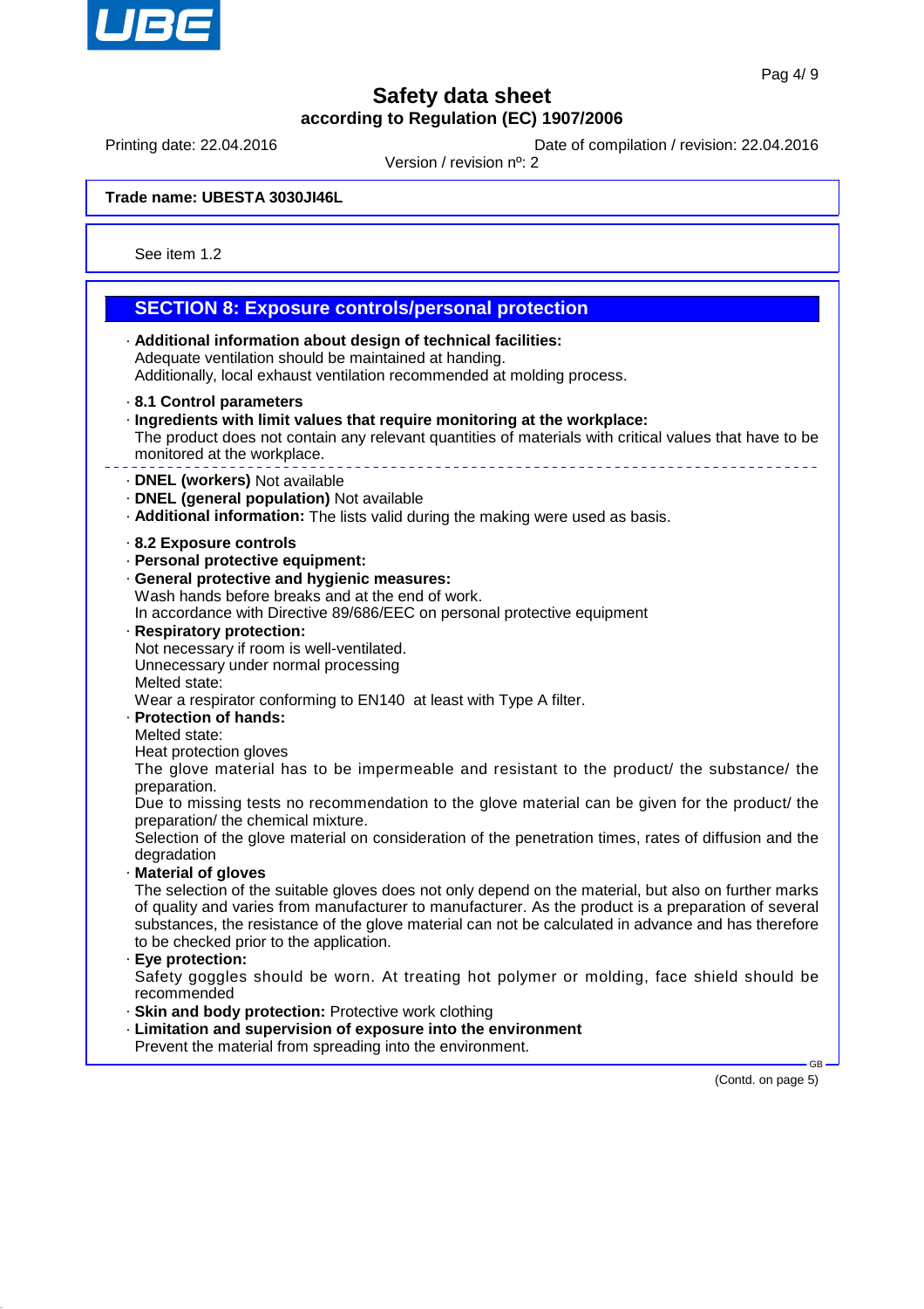**Trade name: UBESTA 3030JI46L**

See item 1.2

## SECTION 8: Exposure controls/personal protection

· **Additional information about design of technical facilities:**
Adequate ventilation should be maintained at handing.
Additionally, local exhaust ventilation recommended at molding process.

· **8.1 Control parameters**
· **Ingredients with limit values that require monitoring at the workplace:**
The product does not contain any relevant quantities of materials with critical values that have to be monitored at the workplace.

---

· **DNEL (workers)** Not available
· **DNEL (general population)** Not available
· **Additional information:** The lists valid during the making were used as basis.

· **8.2 Exposure controls**
· **Personal protective equipment:**
· **General protective and hygienic measures:**
Wash hands before breaks and at the end of work.
In accordance with Directive 89/686/EEC on personal protective equipment
· **Respiratory protection:**
Not necessary if room is well-ventilated.
Unnecessary under normal processing
Melted state:
Wear a respirator conforming to EN140 at least with Type A filter.
· **Protection of hands:**
Melted state:
Heat protection gloves
The glove material has to be impermeable and resistant to the product/ the substance/ the preparation.
Due to missing tests no recommendation to the glove material can be given for the product/ the preparation/ the chemical mixture.
Selection of the glove material on consideration of the penetration times, rates of diffusion and the degradation
· **Material of gloves**
The selection of the suitable gloves does not only depend on the material, but also on further marks of quality and varies from manufacturer to manufacturer. As the product is a preparation of several substances, the resistance of the glove material can not be calculated in advance and has therefore to be checked prior to the application.
· **Eye protection:**
Safety goggles should be worn. At treating hot polymer or molding, face shield should be recommended
· **Skin and body protection:** Protective work clothing
· **Limitation and supervision of exposure into the environment**
Prevent the material from spreading into the environment.

(Contd. on page 5)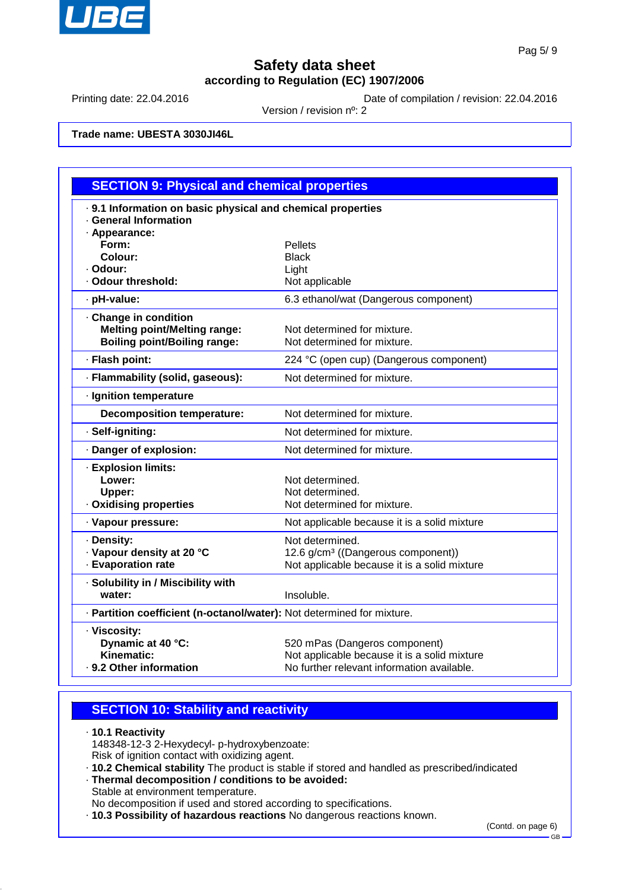**Trade name: UBESTA 3030JI46L**

## SECTION 9: Physical and chemical properties

| | |
|---|---|
| **· 9.1 Information on basic physical and chemical properties** | |
| **· General Information** | |
| **· Appearance:** | |
| **Form:** | Pellets |
| **Colour:** | Black |
| **· Odour:** | Light |
| **· Odour threshold:** | Not applicable |
| **· pH-value:** | 6.3 ethanol/wat (Dangerous component) |
| **· Change in condition** | |
| **Melting point/Melting range:** | Not determined for mixture. |
| **Boiling point/Boiling range:** | Not determined for mixture. |
| **· Flash point:** | 224 °C (open cup) (Dangerous component) |
| **· Flammability (solid, gaseous):** | Not determined for mixture. |
| **· Ignition temperature** | |
| **Decomposition temperature:** | Not determined for mixture. |
| **· Self-igniting:** | Not determined for mixture. |
| **· Danger of explosion:** | Not determined for mixture. |
| **· Explosion limits:** | |
| **Lower:** | Not determined. |
| **Upper:** | Not determined. |
| **· Oxidising properties** | Not determined for mixture. |
| **· Vapour pressure:** | Not applicable because it is a solid mixture |
| **· Density:** | Not determined. |
| **· Vapour density at 20 °C** | 12.6 g/cm³ ((Dangerous component)) |
| **· Evaporation rate** | Not applicable because it is a solid mixture |
| **· Solubility in / Miscibility with water:** | Insoluble. |
| **· Partition coefficient (n-octanol/water):** | Not determined for mixture. |
| **· Viscosity:** | |
| **Dynamic at 40 °C:** | 520 mPas (Dangeros component) |
| **Kinematic:** | Not applicable because it is a solid mixture |
| **· 9.2 Other information** | No further relevant information available. |

## SECTION 10: Stability and reactivity

- **10.1 Reactivity**
  148348-12-3 2-Hexydecyl- p-hydroxybenzoate:
  Risk of ignition contact with oxidizing agent.
- **10.2 Chemical stability** The product is stable if stored and handled as prescribed/indicated
- **Thermal decomposition / conditions to be avoided:**
  Stable at environment temperature.
  No decomposition if used and stored according to specifications.
- **10.3 Possibility of hazardous reactions** No dangerous reactions known.

(Contd. on page 6)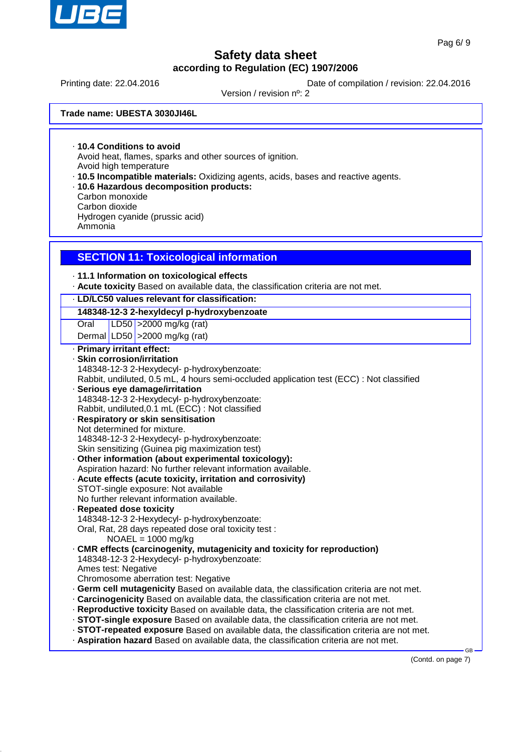**Trade name: UBESTA 3030JI46L**

· **10.4 Conditions to avoid**
Avoid heat, flames, sparks and other sources of ignition.
Avoid high temperature
· **10.5 Incompatible materials:** Oxidizing agents, acids, bases and reactive agents.
· **10.6 Hazardous decomposition products:**
Carbon monoxide
Carbon dioxide
Hydrogen cyanide (prussic acid)
Ammonia

## SECTION 11: Toxicological information

· **11.1 Information on toxicological effects**
· **Acute toxicity** Based on available data, the classification criteria are not met.

| · LD/LC50 values relevant for classification: | | |
|---|---|---|
| **148348-12-3 2-hexyldecyl p-hydroxybenzoate** | | |
| Oral | LD50 | >2000 mg/kg (rat) |
| Dermal | LD50 | >2000 mg/kg (rat) |

· **Primary irritant effect:**
· **Skin corrosion/irritation**
148348-12-3 2-Hexydecyl- p-hydroxybenzoate:
Rabbit, undiluted, 0.5 mL, 4 hours semi-occluded application test (ECC) : Not classified
· **Serious eye damage/irritation**
148348-12-3 2-Hexydecyl- p-hydroxybenzoate:
Rabbit, undiluted,0.1 mL (ECC) : Not classified
· **Respiratory or skin sensitisation**
Not determined for mixture.
148348-12-3 2-Hexydecyl- p-hydroxybenzoate:
Skin sensitizing (Guinea pig maximization test)
· **Other information (about experimental toxicology):**
Aspiration hazard: No further relevant information available.
· **Acute effects (acute toxicity, irritation and corrosivity)**
STOT-single exposure: Not available
No further relevant information available.
· **Repeated dose toxicity**
148348-12-3 2-Hexydecyl- p-hydroxybenzoate:
Oral, Rat, 28 days repeated dose oral toxicity test :
NOAEL = 1000 mg/kg
· **CMR effects (carcinogenity, mutagenicity and toxicity for reproduction)**
148348-12-3 2-Hexydecyl- p-hydroxybenzoate:
Ames test: Negative
Chromosome aberration test: Negative
· **Germ cell mutagenicity** Based on available data, the classification criteria are not met.
· **Carcinogenicity** Based on available data, the classification criteria are not met.
· **Reproductive toxicity** Based on available data, the classification criteria are not met.
· **STOT-single exposure** Based on available data, the classification criteria are not met.
· **STOT-repeated exposure** Based on available data, the classification criteria are not met.
· **Aspiration hazard** Based on available data, the classification criteria are not met.

(Contd. on page 7)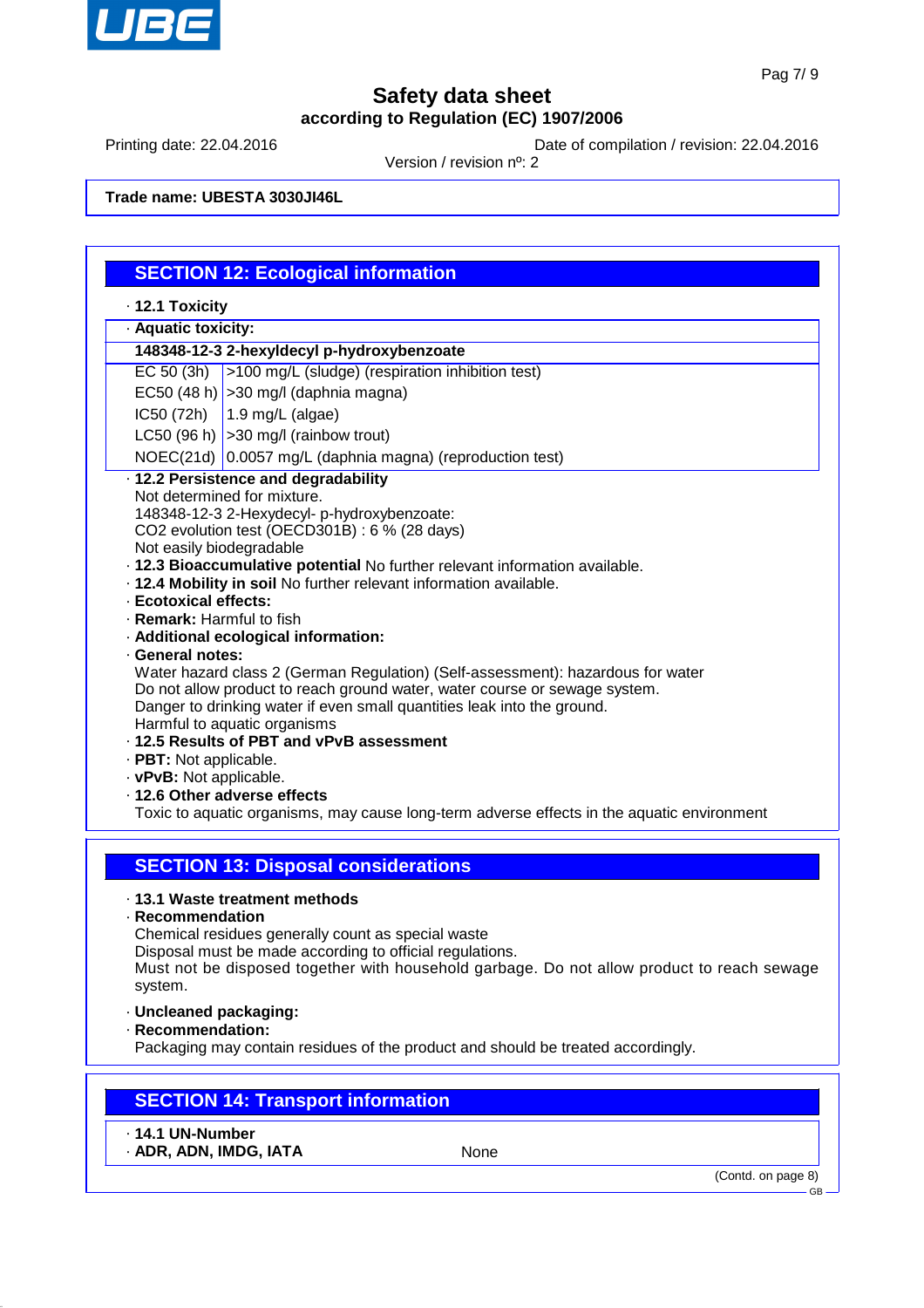**Safety data sheet**
**according to Regulation (EC) 1907/2006**

Printing date: 22.04.2016 | Date of compilation / revision: 22.04.2016 | Version / revision nº: 2

**Trade name: UBESTA 3030JI46L**

## SECTION 12: Ecological information

· **12.1 Toxicity**

· **Aptatic toxicity:**

| **148348-12-3 2-hexyldecyl p-hydroxybenzoate** | |
|---|---|
| EC 50 (3h) | >100 mg/L (sludge) (respiration inhibition test) |
| EC50 (48 h) | >30 mg/l (daphnia magna) |
| IC50 (72h) | 1.9 mg/L (algae) |
| LC50 (96 h) | >30 mg/l (rainbow trout) |
| NOEC(21d) | 0.0057 mg/L (daphnia magna) (reproduction test) |

· **12.2 Persistence and degradability**
Not determined for mixture.
148348-12-3 2-Hexydecyl- p-hydroxybenzoate:
$CO_2$ evolution test (OECD301B) : 6 % (28 days)
Not easily biodegradable

· **12.3 Bioaccumulative potential** No further relevant information available.

· **12.4 Mobility in soil** No further relevant information available.

· **Ecotoxical effects:**

· **Remark:** Harmful to fish

· **Additional ecological information:**

· **General notes:**
Water hazard class 2 (German Regulation) (Self-assessment): hazardous for water
Do not allow product to reach ground water, water course or sewage system.
Danger to drinking water if even small quantities leak into the ground.
Harmful to aquatic organisms

· **12.5 Results of PBT and vPvB assessment**

· **PBT:** Not applicable.

· **vPvB:** Not applicable.

· **12.6 Other adverse effects**
Toxic to aquatic organisms, may cause long-term adverse effects in the aquatic environment

## SECTION 13: Disposal considerations

· **13.1 Waste treatment methods**

· **Recommendation**
Chemical residues generally count as special waste
Disposal must be made according to official regulations.
Must not be disposed together with household garbage. Do not allow product to reach sewage system.

· **Uncleaned packaging:**

· **Recommendation:**
Packaging may contain residues of the product and should be treated accordingly.

## SECTION 14: Transport information

· **14.1 UN-Number**

· **ADR, ADN, IMDG, IATA** None

(Contd. on page 8)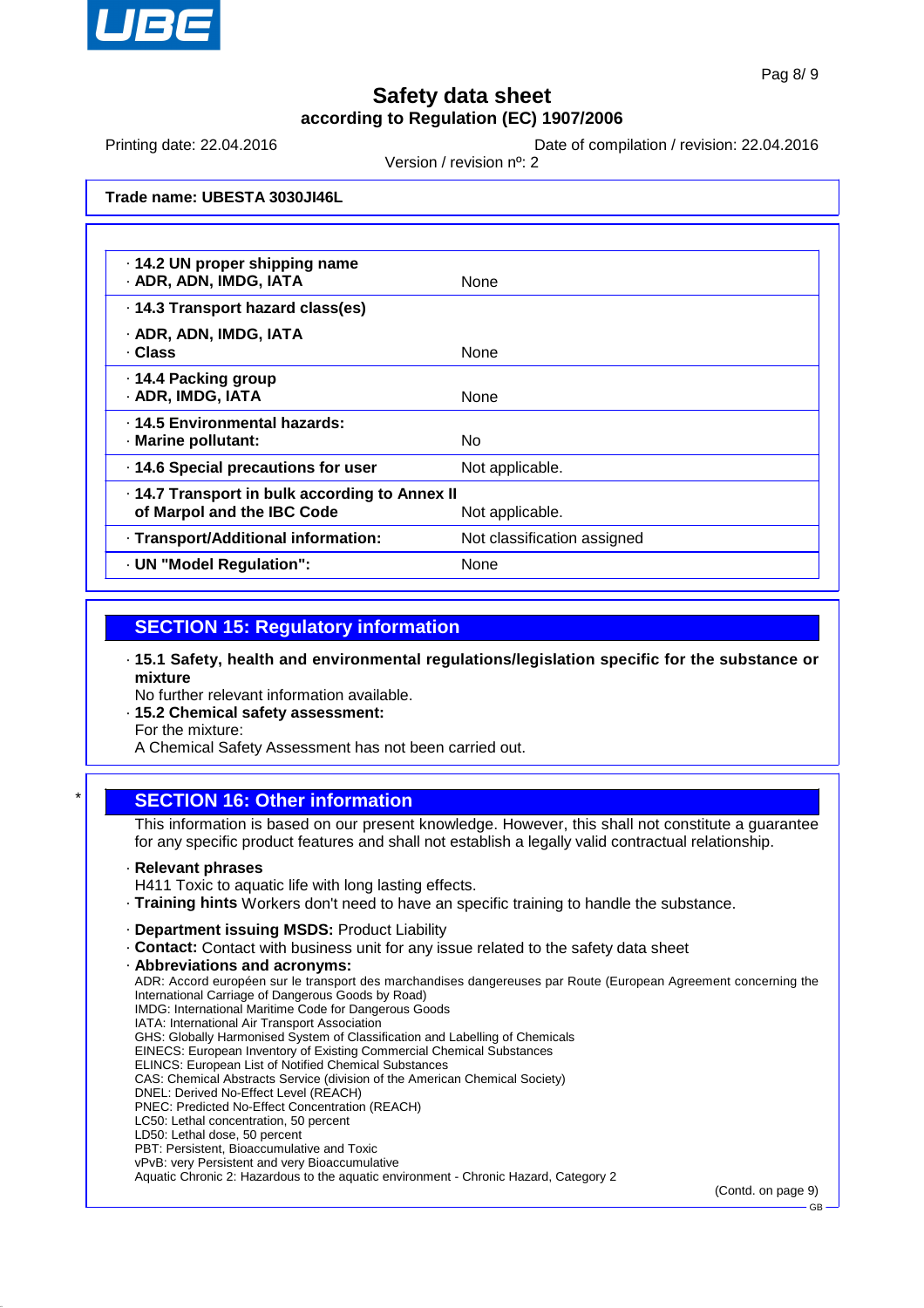**Trade name: UBESTA 3030JI46L**

| | |
|---|---|
| · **14.2 UN proper shipping name** · **ADR, ADN, IMDG, IATA** | None |
| · **14.3 Transport hazard class(es)** · **ADR, ADN, IMDG, IATA** · **Class** | None |
| · **14.4 Packing group** · **ADR, IMDG, IATA** | None |
| · **14.5 Environmental hazards:** · **Marine pollutant:** | No |
| · **14.6 Special precautions for user** | Not applicable. |
| · **14.7 Transport in bulk according to Annex II of Marpol and the IBC Code** | Not applicable. |
| · **Transport/Additional information:** | Not classification assigned |
| · **UN "Model Regulation":** | None |

## SECTION 15: Regulatory information

· **15.1 Safety, health and environmental regulations/legislation specific for the substance or mixture**
No further relevant information available.
· **15.2 Chemical safety assessment:**
For the mixture:
A Chemical Safety Assessment has not been carried out.

## * SECTION 16: Other information

This information is based on our present knowledge. However, this shall not constitute a guarantee for any specific product features and shall not establish a legally valid contractual relationship.

· **Relevant phrases**
H411 Toxic to aquatic life with long lasting effects.
· **Training hints** Workers don't need to have an specific training to handle the substance.

· **Department issuing MSDS:** Product Liability
· **Contact:** Contact with business unit for any issue related to the safety data sheet
· **Abbreviations and acronyms:**
ADR: Accord européen sur le transport des marchandises dangereuses par Route (European Agreement concerning the International Carriage of Dangerous Goods by Road)
IMDG: International Maritime Code for Dangerous Goods
IATA: International Air Transport Association
GHS: Globally Harmonised System of Classification and Labelling of Chemicals
EINECS: European Inventory of Existing Commercial Chemical Substances
ELINCS: European List of Notified Chemical Substances
CAS: Chemical Abstracts Service (division of the American Chemical Society)
DNEL: Derived No-Effect Level (REACH)
PNEC: Predicted No-Effect Concentration (REACH)
LC50: Lethal concentration, 50 percent
LD50: Lethal dose, 50 percent
PBT: Persistent, Bioaccumulative and Toxic
vPvB: very Persistent and very Bioaccumulative
Aquatic Chronic 2: Hazardous to the aquatic environment - Chronic Hazard, Category 2

(Contd. on page 9)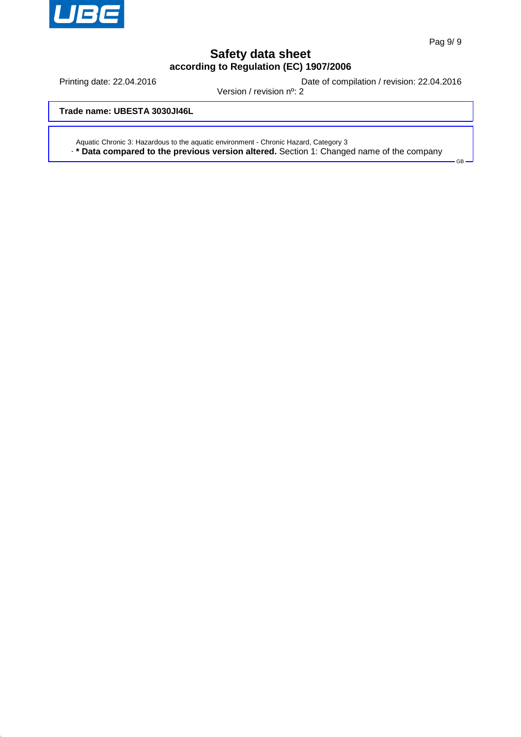Aquatic Chronic 3: Hazardous to the aquatic environment - Chronic Hazard, Category 3

· **\* Data compared to the previous version altered.** Section 1: Changed name of the company